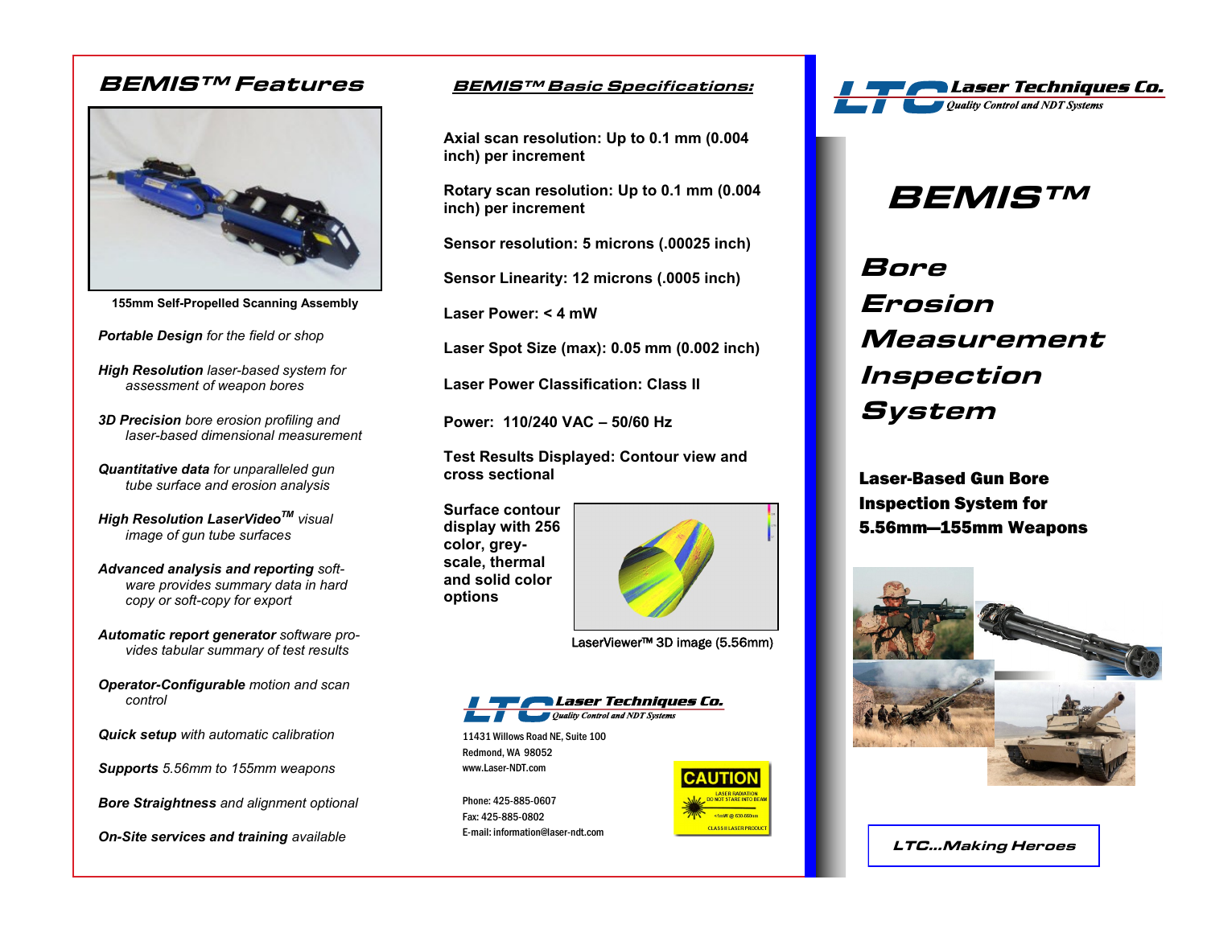## BEMIS™ Features

155mm Self-Propelled Scanning Assembly

***Portable Design*** *for the field or shop*

***High Resolution*** *laser-based system for assessment of weapon bores*

***3D Precision*** *bore erosion profiling and laser-based dimensional measurement*

***Quantitative data*** *for unparalleled gun tube surface and erosion analysis*

***High Resolution LaserVideo™*** *visual image of gun tube surfaces*

***Advanced analysis and reporting*** *software provides summary data in hard copy or soft-copy for export*

***Automatic report generator*** *software provides tabular summary of test results*

***Operator-Configurable*** *motion and scan control*

***Quick setup*** *with automatic calibration*

***Supports*** *5.56mm to 155mm weapons*

***Bore Straightness*** *and alignment optional*

***On-Site services and training*** *available*

## BEMIS™ Basic Specifications:

**Axial scan resolution: Up to 0.1 mm (0.004 inch) per increment**

**Rotary scan resolution: Up to 0.1 mm (0.004 inch) per increment**

**Sensor resolution: 5 microns (.00025 inch)**

**Sensor Linearity: 12 microns (.0005 inch)**

**Laser Power: < 4 mW**

**Laser Spot Size (max): 0.05 mm (0.002 inch)**

**Laser Power Classification: Class II**

**Power: 110/240 VAC – 50/60 Hz**

**Test Results Displayed: Contour view and cross sectional**

**Surface contour display with 256 color, grey-scale, thermal and solid color options**

LaserViewer™ 3D image (5.56mm)

**Laser Techniques Co.**
*Quality Control and NDT Systems*

11431 Willows Road NE, Suite 100
Redmond, WA 98052
www.Laser-NDT.com

Phone: 425-885-0607
Fax: 425-885-0802
E-mail: information@laser-ndt.com

CAUTION
LASER RADIATION
DO NOT STARE INTO BEAM
<1mW @ 630-680nm
CLASS II LASER PRODUCT

**LTC Laser Techniques Co.**
*Quality Control and NDT Systems*

# BEMIS™

## Bore Erosion Measurement Inspection System

**Laser-Based Gun Bore Inspection System for 5.56mm—155mm Weapons**

***LTC...Making Heroes***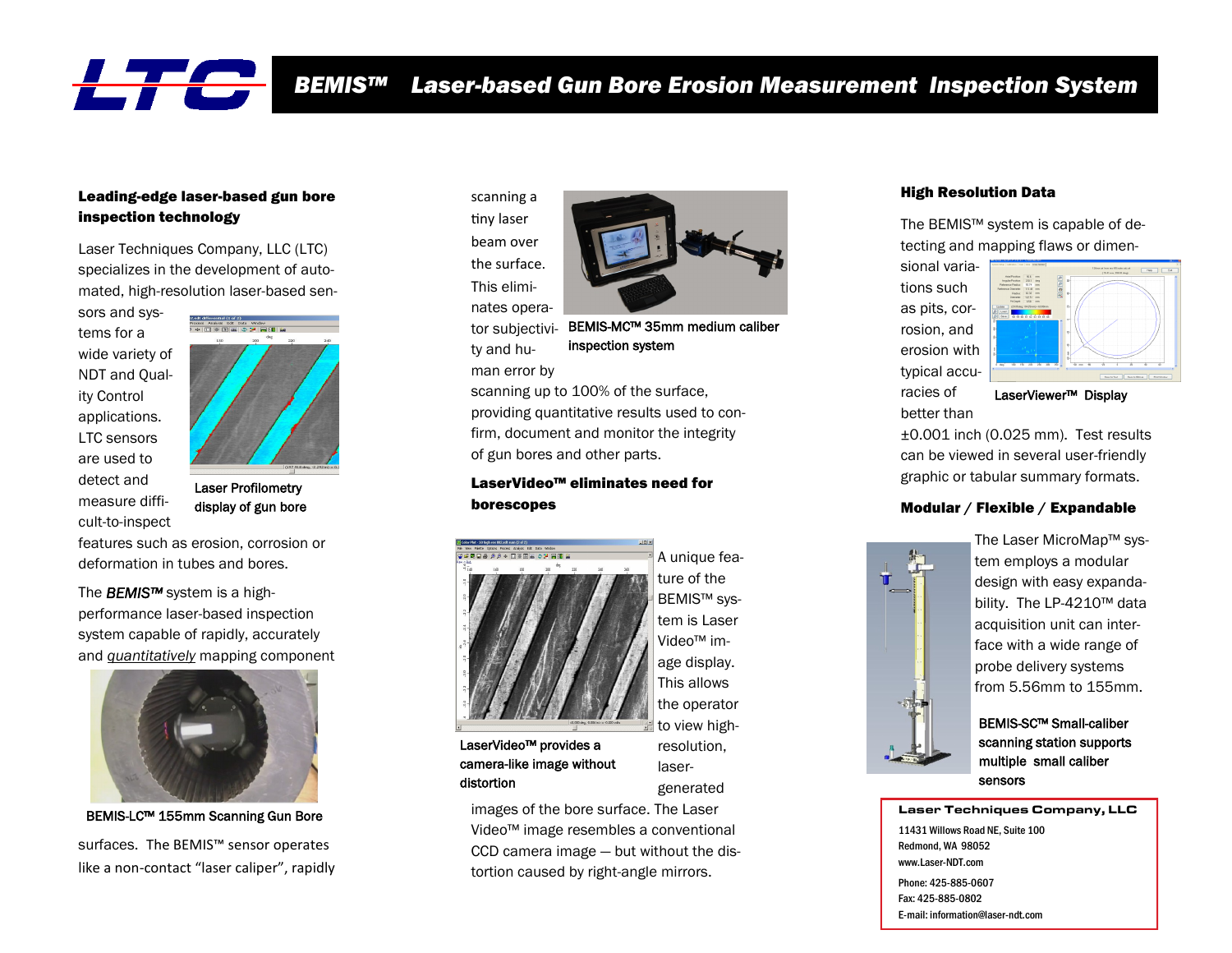# BEMIS™ Laser-based Gun Bore Erosion Measurement Inspection System

## Leading-edge laser-based gun bore inspection technology

Laser Techniques Company, LLC (LTC) specializes in the development of automated, high-resolution laser-based sensors and systems for a wide variety of NDT and Quality Control applications. LTC sensors are used to detect and measure difficult-to-inspect features such as erosion, corrosion or deformation in tubes and bores.

Laser Profilometry display of gun bore

The *BEMIS™* system is a high-performance laser-based inspection system capable of rapidly, accurately and *quantitatively* mapping component surfaces. The BEMIS™ sensor operates like a non-contact "laser caliper", rapidly scanning a tiny laser beam over the surface. This eliminates operator subjectivity and human error by scanning up to 100% of the surface, providing quantitative results used to confirm, document and monitor the integrity of gun bores and other parts.

BEMIS-LC™ 155mm Scanning Gun Bore

BEMIS-MC™ 35mm medium caliber inspection system

## LaserVideo™ eliminates need for borescopes

A unique feature of the BEMIS™ system is Laser Video™ image display. This allows the operator to view high-resolution, laser-generated images of the bore surface. The Laser Video™ image resembles a conventional CCD camera image — but without the distortion caused by right-angle mirrors.

LaserVideo™ provides a camera-like image without distortion

## High Resolution Data

The BEMIS™ system is capable of detecting and mapping flaws or dimensional variations such as pits, corrosion, and erosion with typical accuracies of better than ±0.001 inch (0.025 mm). Test results can be viewed in several user-friendly graphic or tabular summary formats.

LaserViewer™ Display

## Modular / Flexible / Expandable

The Laser MicroMap™ system employs a modular design with easy expandability. The LP-4210™ data acquisition unit can interface with a wide range of probe delivery systems from 5.56mm to 155mm.

BEMIS-SC™ Small-caliber scanning station supports multiple small caliber sensors

**Laser Techniques Company, LLC**
11431 Willows Road NE, Suite 100
Redmond, WA 98052
www.Laser-NDT.com

Phone: 425-885-0607
Fax: 425-885-0802
E-mail: information@laser-ndt.com